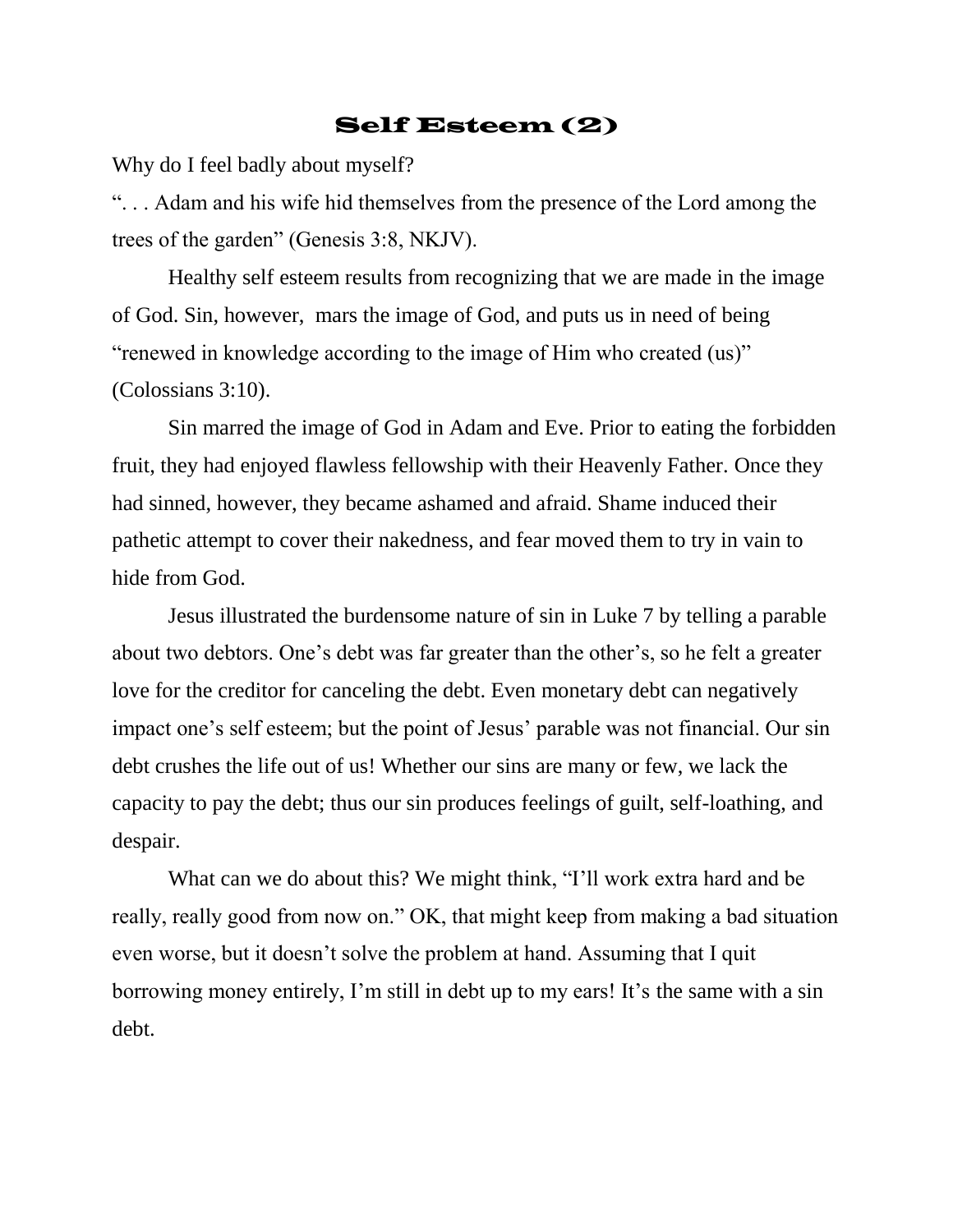# Self Esteem (2)

Why do I feel badly about myself?

". . . Adam and his wife hid themselves from the presence of the Lord among the trees of the garden" (Genesis 3:8, NKJV).

Healthy self esteem results from recognizing that we are made in the image of God. Sin, however, mars the image of God, and puts us in need of being "renewed in knowledge according to the image of Him who created (us)" (Colossians 3:10).

Sin marred the image of God in Adam and Eve. Prior to eating the forbidden fruit, they had enjoyed flawless fellowship with their Heavenly Father. Once they had sinned, however, they became ashamed and afraid. Shame induced their pathetic attempt to cover their nakedness, and fear moved them to try in vain to hide from God.

Jesus illustrated the burdensome nature of sin in Luke 7 by telling a parable about two debtors. One's debt was far greater than the other's, so he felt a greater love for the creditor for canceling the debt. Even monetary debt can negatively impact one's self esteem; but the point of Jesus' parable was not financial. Our sin debt crushes the life out of us! Whether our sins are many or few, we lack the capacity to pay the debt; thus our sin produces feelings of guilt, self-loathing, and despair.

What can we do about this? We might think, "I'll work extra hard and be really, really good from now on." OK, that might keep from making a bad situation even worse, but it doesn't solve the problem at hand. Assuming that I quit borrowing money entirely, I'm still in debt up to my ears! It's the same with a sin debt.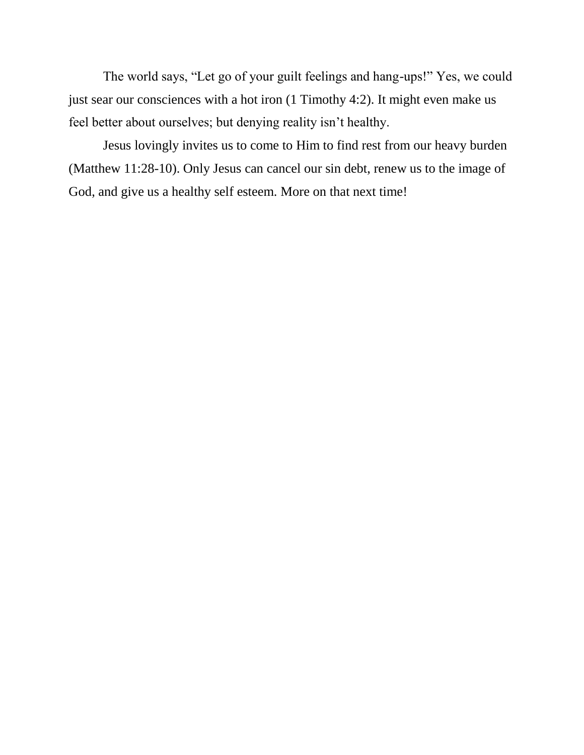The world says, “Let go of your guilt feelings and hang-ups!” Yes, we could just sear our consciences with a hot iron (1 Timothy 4:2). It might even make us feel better about ourselves; but denying reality isn’t healthy.

Jesus lovingly invites us to come to Him to find rest from our heavy burden (Matthew 11:28-10). Only Jesus can cancel our sin debt, renew us to the image of God, and give us a healthy self esteem. More on that next time!